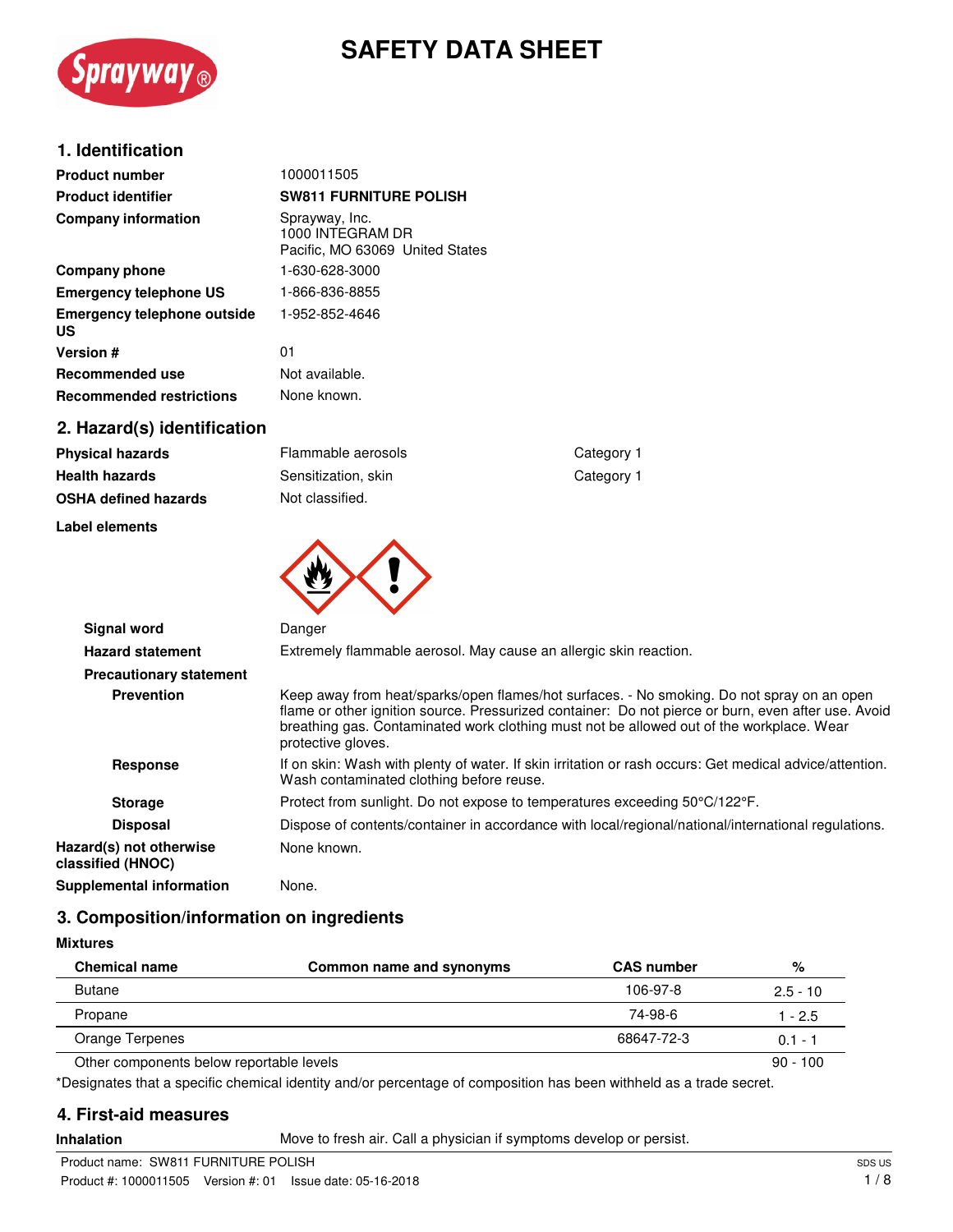# SAFETY DATA SHEET

## 1. Identification

| | |
|---|---|
| **Product number** | 1000011505 |
| **Product identifier** | **SW811 FURNITURE POLISH** |
| **Company information** | Sprayway, Inc.<br>1000 INTEGRAM DR<br>Pacific, MO 63069 United States |
| **Company phone** | 1-630-628-3000 |
| **Emergency telephone US** | 1-866-836-8855 |
| **Emergency telephone outside US** | 1-952-852-4646 |
| **Version #** | 01 |
| **Recommended use** | Not available. |
| **Recommended restrictions** | None known. |

## 2. Hazard(s) identification

| | | |
|---|---|---|
| **Physical hazards** | Flammable aerosols | Category 1 |
| **Health hazards** | Sensitization, skin | Category 1 |
| **OSHA defined hazards** | Not classified. | |

**Label elements**

**Signal word** Danger

**Hazard statement** Extremely flammable aerosol. May cause an allergic skin reaction.

**Precautionary statement**

**Prevention** Keep away from heat/sparks/open flames/hot surfaces. - No smoking. Do not spray on an open flame or other ignition source. Pressurized container: Do not pierce or burn, even after use. Avoid breathing gas. Contaminated work clothing must not be allowed out of the workplace. Wear protective gloves.

**Response** If on skin: Wash with plenty of water. If skin irritation or rash occurs: Get medical advice/attention. Wash contaminated clothing before reuse.

**Storage** Protect from sunlight. Do not expose to temperatures exceeding 50°C/122°F.

**Disposal** Dispose of contents/container in accordance with local/regional/national/international regulations.

**Hazard(s) not otherwise classified (HNOC)** None known.

**Supplemental information** None.

## 3. Composition/information on ingredients

**Mixtures**

| Chemical name | Common name and synonyms | CAS number | % |
|---|---|---|---|
| Butane | | 106-97-8 | 2.5 - 10 |
| Propane | | 74-98-6 | 1 - 2.5 |
| Orange Terpenes | | 68647-72-3 | 0.1 - 1 |
| Other components below reportable levels | | | 90 - 100 |

*Designates that a specific chemical identity and/or percentage of composition has been withheld as a trade secret.

## 4. First-aid measures

**Inhalation** Move to fresh air. Call a physician if symptoms develop or persist.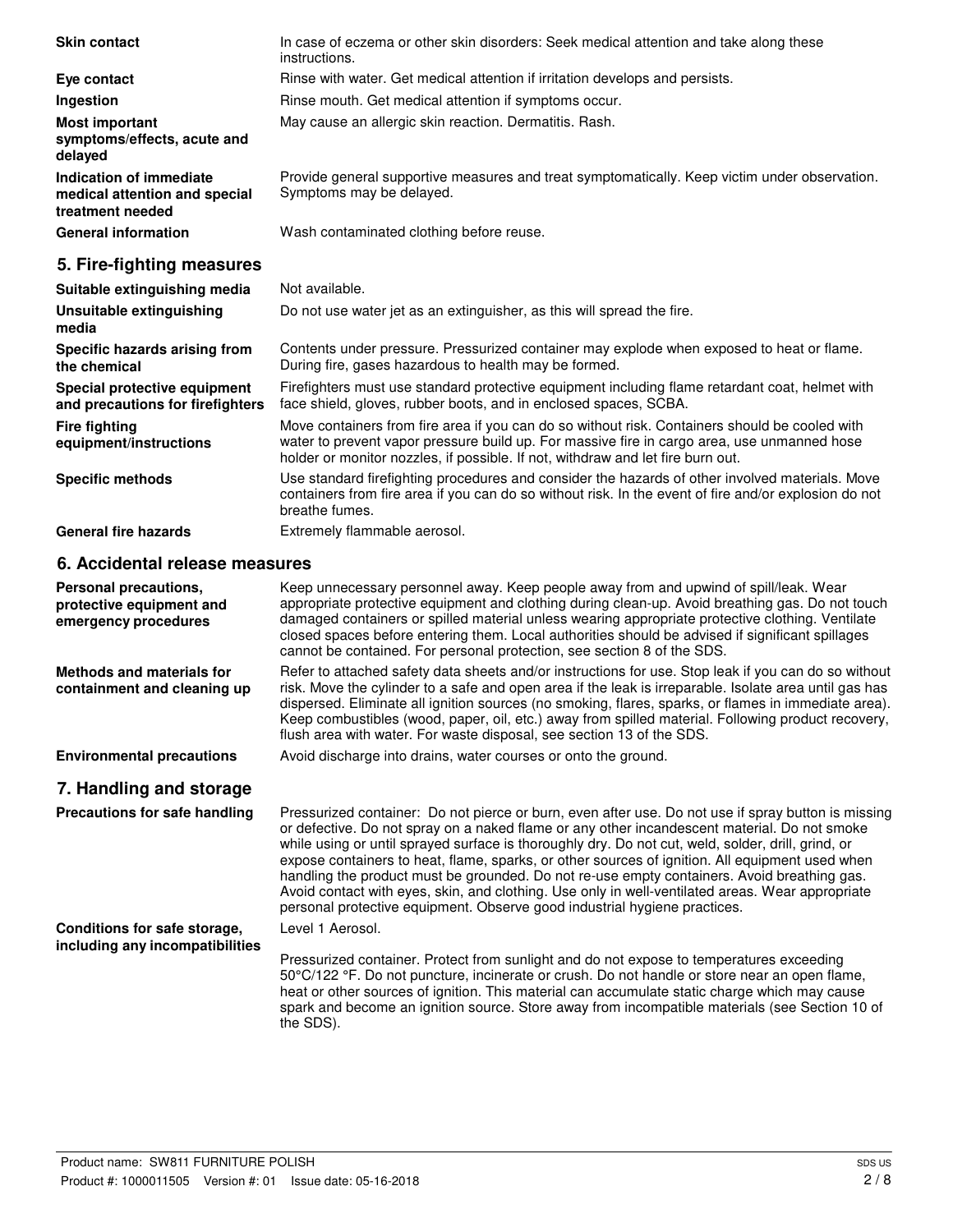| | |
|---|---|
| **Skin contact** | In case of eczema or other skin disorders: Seek medical attention and take along these instructions. |
| **Eye contact** | Rinse with water. Get medical attention if irritation develops and persists. |
| **Ingestion** | Rinse mouth. Get medical attention if symptoms occur. |
| **Most important symptoms/effects, acute and delayed** | May cause an allergic skin reaction. Dermatitis. Rash. |
| **Indication of immediate medical attention and special treatment needed** | Provide general supportive measures and treat symptomatically. Keep victim under observation. Symptoms may be delayed. |
| **General information** | Wash contaminated clothing before reuse. |

## 5. Fire-fighting measures

| | |
|---|---|
| **Suitable extinguishing media** | Not available. |
| **Unsuitable extinguishing media** | Do not use water jet as an extinguisher, as this will spread the fire. |
| **Specific hazards arising from the chemical** | Contents under pressure. Pressurized container may explode when exposed to heat or flame. During fire, gases hazardous to health may be formed. |
| **Special protective equipment and precautions for firefighters** | Firefighters must use standard protective equipment including flame retardant coat, helmet with face shield, gloves, rubber boots, and in enclosed spaces, SCBA. |
| **Fire fighting equipment/instructions** | Move containers from fire area if you can do so without risk. Containers should be cooled with water to prevent vapor pressure build up. For massive fire in cargo area, use unmanned hose holder or monitor nozzles, if possible. If not, withdraw and let fire burn out. |
| **Specific methods** | Use standard firefighting procedures and consider the hazards of other involved materials. Move containers from fire area if you can do so without risk. In the event of fire and/or explosion do not breathe fumes. |
| **General fire hazards** | Extremely flammable aerosol. |

## 6. Accidental release measures

| | |
|---|---|
| **Personal precautions, protective equipment and emergency procedures** | Keep unnecessary personnel away. Keep people away from and upwind of spill/leak. Wear appropriate protective equipment and clothing during clean-up. Avoid breathing gas. Do not touch damaged containers or spilled material unless wearing appropriate protective clothing. Ventilate closed spaces before entering them. Local authorities should be advised if significant spillages cannot be contained. For personal protection, see section 8 of the SDS. |
| **Methods and materials for containment and cleaning up** | Refer to attached safety data sheets and/or instructions for use. Stop leak if you can do so without risk. Move the cylinder to a safe and open area if the leak is irreparable. Isolate area until gas has dispersed. Eliminate all ignition sources (no smoking, flares, sparks, or flames in immediate area). Keep combustibles (wood, paper, oil, etc.) away from spilled material. Following product recovery, flush area with water. For waste disposal, see section 13 of the SDS. |
| **Environmental precautions** | Avoid discharge into drains, water courses or onto the ground. |

## 7. Handling and storage

| | |
|---|---|
| **Precautions for safe handling** | Pressurized container: Do not pierce or burn, even after use. Do not use if spray button is missing or defective. Do not spray on a naked flame or any other incandescent material. Do not smoke while using or until sprayed surface is thoroughly dry. Do not cut, weld, solder, drill, grind, or expose containers to heat, flame, sparks, or other sources of ignition. All equipment used when handling the product must be grounded. Do not re-use empty containers. Avoid breathing gas. Avoid contact with eyes, skin, and clothing. Use only in well-ventilated areas. Wear appropriate personal protective equipment. Observe good industrial hygiene practices. |
| **Conditions for safe storage, including any incompatibilities** | Level 1 Aerosol.<br><br>Pressurized container. Protect from sunlight and do not expose to temperatures exceeding 50°C/122 °F. Do not puncture, incinerate or crush. Do not handle or store near an open flame, heat or other sources of ignition. This material can accumulate static charge which may cause spark and become an ignition source. Store away from incompatible materials (see Section 10 of the SDS). |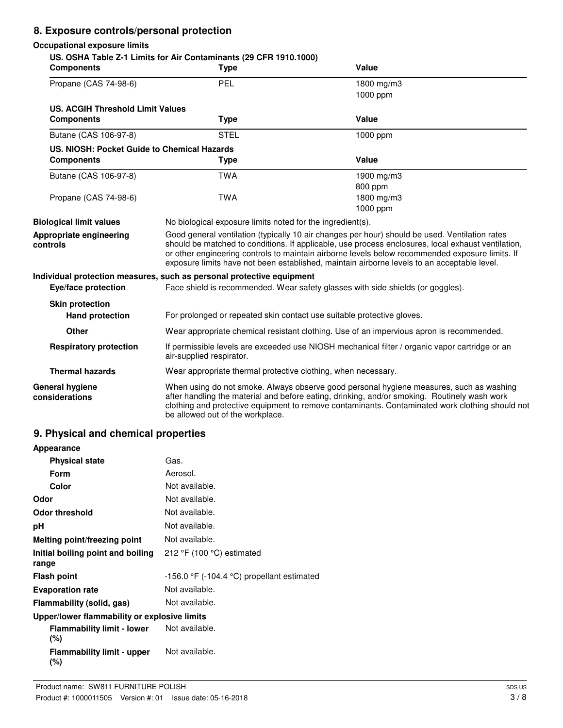## 8. Exposure controls/personal protection

### Occupational exposure limits

**US. OSHA Table Z-1 Limits for Air Contaminants (29 CFR 1910.1000)**

| Components | Type | Value |
|---|---|---|
| Propane (CAS 74-98-6) | PEL | 1800 mg/m3 |
| | | 1000 ppm |

**US. ACGIH Threshold Limit Values**

| Components | Type | Value |
|---|---|---|
| Butane (CAS 106-97-8) | STEL | 1000 ppm |

**US. NIOSH: Pocket Guide to Chemical Hazards**

| Components | Type | Value |
|---|---|---|
| Butane (CAS 106-97-8) | TWA | 1900 mg/m3 |
| | | 800 ppm |
| Propane (CAS 74-98-6) | TWA | 1800 mg/m3 |
| | | 1000 ppm |

**Biological limit values**
No biological exposure limits noted for the ingredient(s).

**Appropriate engineering controls**
Good general ventilation (typically 10 air changes per hour) should be used. Ventilation rates should be matched to conditions. If applicable, use process enclosures, local exhaust ventilation, or other engineering controls to maintain airborne levels below recommended exposure limits. If exposure limits have not been established, maintain airborne levels to an acceptable level.

### Individual protection measures, such as personal protective equipment

**Eye/face protection**
Face shield is recommended. Wear safety glasses with side shields (or goggles).

**Skin protection**

**Hand protection**
For prolonged or repeated skin contact use suitable protective gloves.

**Other**
Wear appropriate chemical resistant clothing. Use of an impervious apron is recommended.

**Respiratory protection**
If permissible levels are exceeded use NIOSH mechanical filter / organic vapor cartridge or an air-supplied respirator.

**Thermal hazards**
Wear appropriate thermal protective clothing, when necessary.

**General hygiene considerations**
When using do not smoke. Always observe good personal hygiene measures, such as washing after handling the material and before eating, drinking, and/or smoking. Routinely wash work clothing and protective equipment to remove contaminants. Contaminated work clothing should not be allowed out of the workplace.

## 9. Physical and chemical properties

**Appearance**

| | |
|---|---|
| **Physical state** | Gas. |
| **Form** | Aerosol. |
| **Color** | Not available. |
| **Odor** | Not available. |
| **Odor threshold** | Not available. |
| **pH** | Not available. |
| **Melting point/freezing point** | Not available. |
| **Initial boiling point and boiling range** | 212 °F (100 °C) estimated |
| **Flash point** | -156.0 °F (-104.4 °C) propellant estimated |
| **Evaporation rate** | Not available. |
| **Flammability (solid, gas)** | Not available. |

**Upper/lower flammability or explosive limits**

| | |
|---|---|
| **Flammability limit - lower (%)** | Not available. |
| **Flammability limit - upper (%)** | Not available. |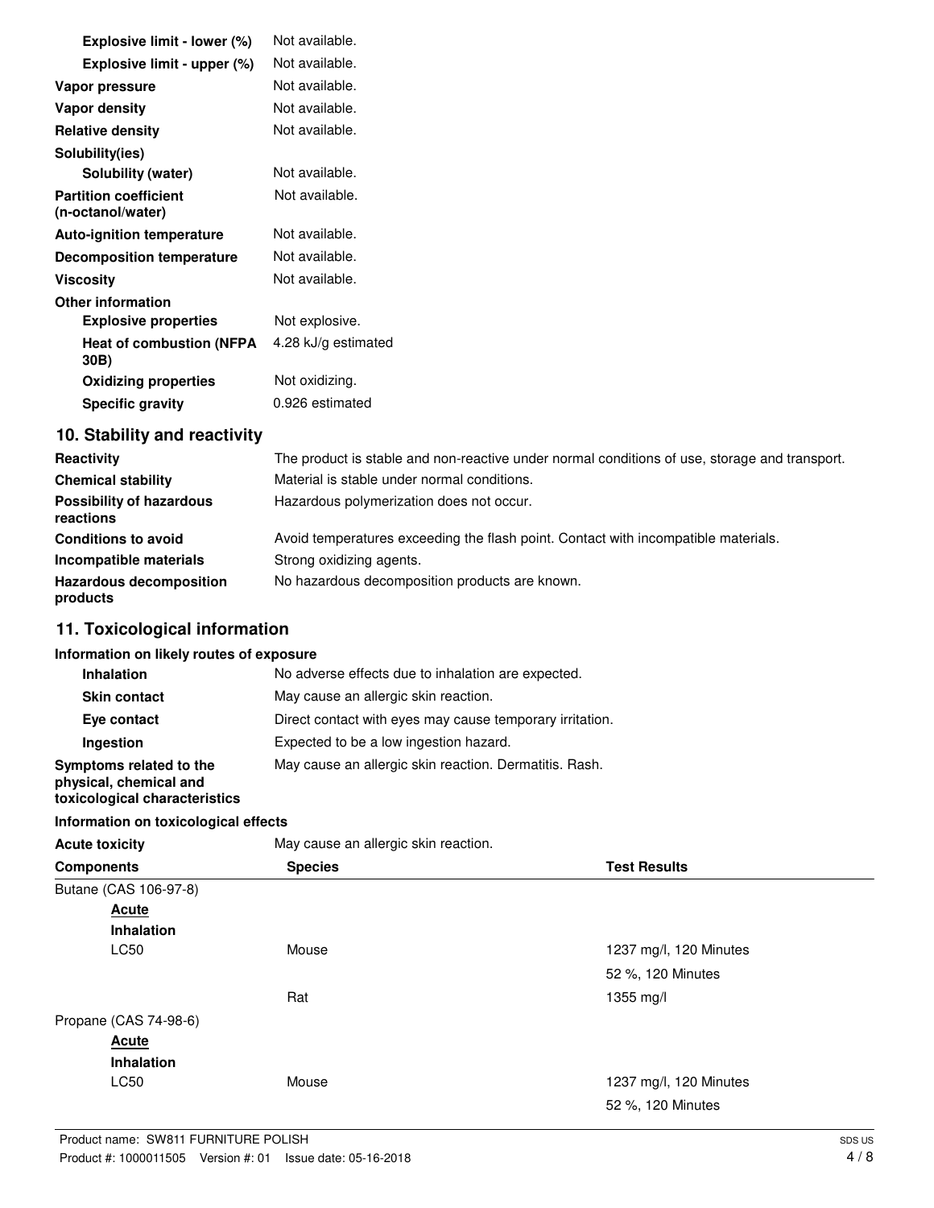| | |
|---|---|
| **Explosive limit - lower (%)** | Not available. |
| **Explosive limit - upper (%)** | Not available. |
| **Vapor pressure** | Not available. |
| **Vapor density** | Not available. |
| **Relative density** | Not available. |
| **Solubility(ies)** | |
| **Solubility (water)** | Not available. |
| **Partition coefficient (n-octanol/water)** | Not available. |
| **Auto-ignition temperature** | Not available. |
| **Decomposition temperature** | Not available. |
| **Viscosity** | Not available. |
| **Other information** | |
| **Explosive properties** | Not explosive. |
| **Heat of combustion (NFPA 30B)** | 4.28 kJ/g estimated |
| **Oxidizing properties** | Not oxidizing. |
| **Specific gravity** | 0.926 estimated |

## 10. Stability and reactivity

| | |
|---|---|
| **Reactivity** | The product is stable and non-reactive under normal conditions of use, storage and transport. |
| **Chemical stability** | Material is stable under normal conditions. |
| **Possibility of hazardous reactions** | Hazardous polymerization does not occur. |
| **Conditions to avoid** | Avoid temperatures exceeding the flash point. Contact with incompatible materials. |
| **Incompatible materials** | Strong oxidizing agents. |
| **Hazardous decomposition products** | No hazardous decomposition products are known. |

## 11. Toxicological information

**Information on likely routes of exposure**

| | |
|---|---|
| **Inhalation** | No adverse effects due to inhalation are expected. |
| **Skin contact** | May cause an allergic skin reaction. |
| **Eye contact** | Direct contact with eyes may cause temporary irritation. |
| **Ingestion** | Expected to be a low ingestion hazard. |
| **Symptoms related to the physical, chemical and toxicological characteristics** | May cause an allergic skin reaction. Dermatitis. Rash. |

**Information on toxicological effects**

**Acute toxicity** May cause an allergic skin reaction.

| Components | Species | Test Results |
|---|---|---|
| Butane (CAS 106-97-8) | | |
| **Acute** | | |
| **Inhalation** | | |
| LC50 | Mouse | 1237 mg/l, 120 Minutes |
| | | 52 %, 120 Minutes |
| | Rat | 1355 mg/l |
| Propane (CAS 74-98-6) | | |
| **Acute** | | |
| **Inhalation** | | |
| LC50 | Mouse | 1237 mg/l, 120 Minutes |
| | | 52 %, 120 Minutes |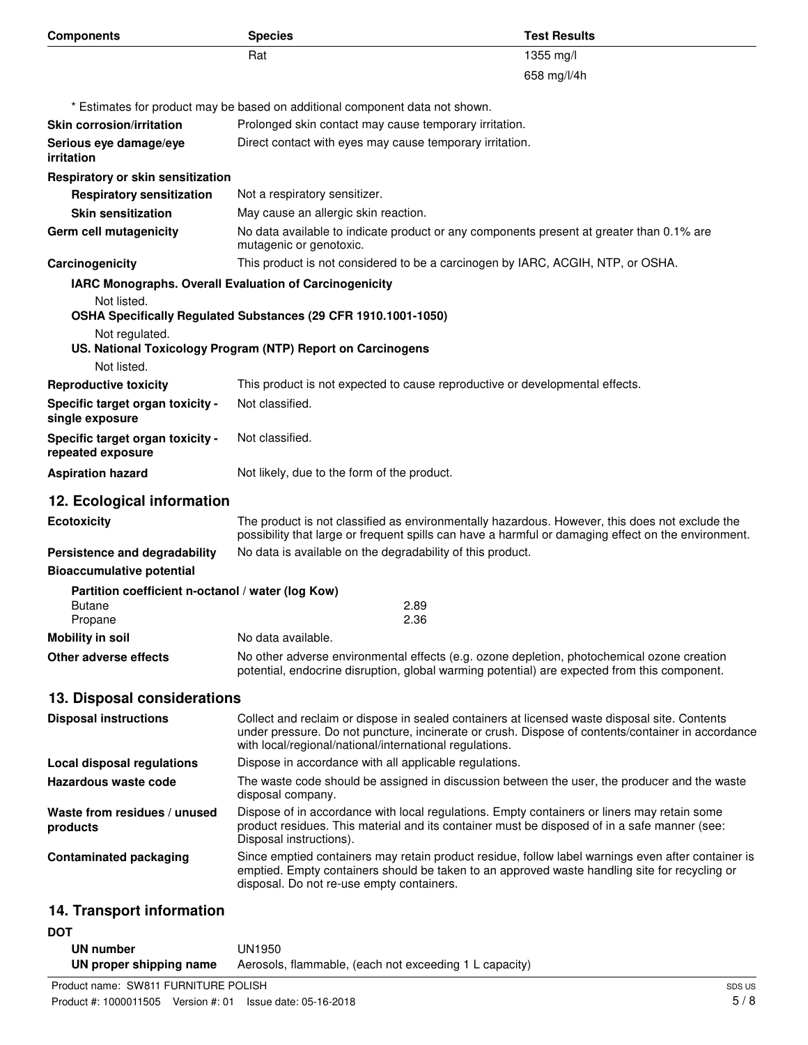| Components | Species | Test Results |
|---|---|---|
| | Rat | 1355 mg/l |
| | | 658 mg/l/4h |

* Estimates for product may be based on additional component data not shown.

**Skin corrosion/irritation** Prolonged skin contact may cause temporary irritation.

**Serious eye damage/eye irritation** Direct contact with eyes may cause temporary irritation.

**Respiratory or skin sensitization**

**Respiratory sensitization** Not a respiratory sensitizer.

**Skin sensitization** May cause an allergic skin reaction.

**Germ cell mutagenicity** No data available to indicate product or any components present at greater than 0.1% are mutagenic or genotoxic.

**Carcinogenicity** This product is not considered to be a carcinogen by IARC, ACGIH, NTP, or OSHA.

**IARC Monographs. Overall Evaluation of Carcinogenicity**

Not listed.

**OSHA Specifically Regulated Substances (29 CFR 1910.1001-1050)**

Not regulated.

**US. National Toxicology Program (NTP) Report on Carcinogens**

Not listed.

**Reproductive toxicity** This product is not expected to cause reproductive or developmental effects.

**Specific target organ toxicity - single exposure** Not classified.

**Specific target organ toxicity - repeated exposure** Not classified.

**Aspiration hazard** Not likely, due to the form of the product.

## 12. Ecological information

**Ecotoxicity** The product is not classified as environmentally hazardous. However, this does not exclude the possibility that large or frequent spills can have a harmful or damaging effect on the environment.

**Persistence and degradability** No data is available on the degradability of this product.

**Bioaccumulative potential**

**Partition coefficient n-octanol / water (log Kow)**

| | |
|---|---|
| Butane | 2.89 |
| Propane | 2.36 |

**Mobility in soil** No data available.

**Other adverse effects** No other adverse environmental effects (e.g. ozone depletion, photochemical ozone creation potential, endocrine disruption, global warming potential) are expected from this component.

## 13. Disposal considerations

**Disposal instructions** Collect and reclaim or dispose in sealed containers at licensed waste disposal site. Contents under pressure. Do not puncture, incinerate or crush. Dispose of contents/container in accordance with local/regional/national/international regulations.

**Local disposal regulations** Dispose in accordance with all applicable regulations.

**Hazardous waste code** The waste code should be assigned in discussion between the user, the producer and the waste disposal company.

**Waste from residues / unused products** Dispose of in accordance with local regulations. Empty containers or liners may retain some product residues. This material and its container must be disposed of in a safe manner (see: Disposal instructions).

**Contaminated packaging** Since emptied containers may retain product residue, follow label warnings even after container is emptied. Empty containers should be taken to an approved waste handling site for recycling or disposal. Do not re-use empty containers.

## 14. Transport information

**DOT**

**UN number** UN1950

**UN proper shipping name** Aerosols, flammable, (each not exceeding 1 L capacity)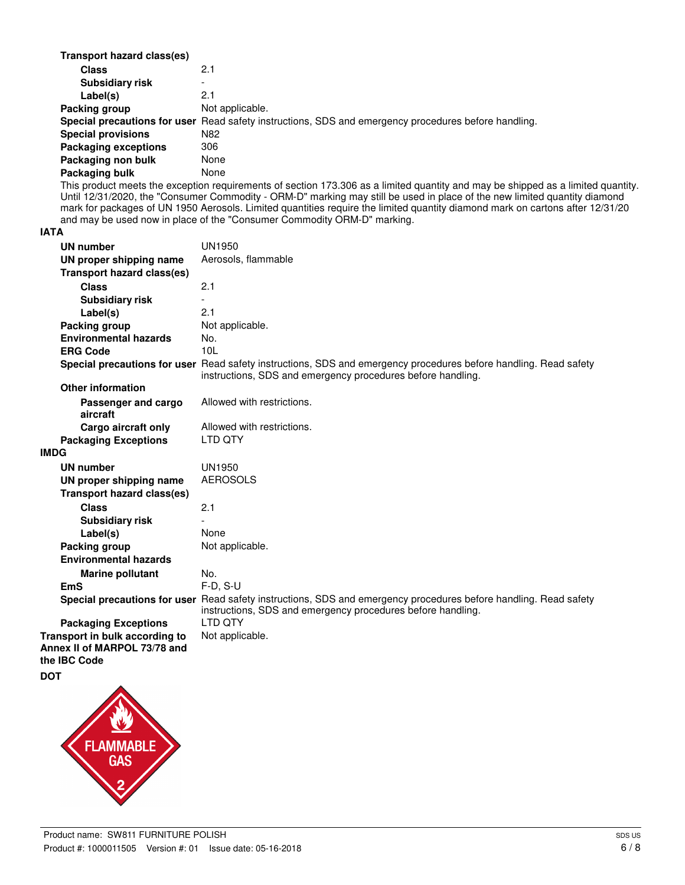**Transport hazard class(es)**

| | |
|---|---|
| **Class** | 2.1 |
| **Subsidiary risk** | - |
| **Label(s)** | 2.1 |
| **Packing group** | Not applicable. |
| **Special precautions for user** | Read safety instructions, SDS and emergency procedures before handling. |
| **Special provisions** | N82 |
| **Packaging exceptions** | 306 |
| **Packaging non bulk** | None |
| **Packaging bulk** | None |

This product meets the exception requirements of section 173.306 as a limited quantity and may be shipped as a limited quantity. Until 12/31/2020, the "Consumer Commodity - ORM-D" marking may still be used in place of the new limited quantity diamond mark for packages of UN 1950 Aerosols. Limited quantities require the limited quantity diamond mark on cartons after 12/31/20 and may be used now in place of the "Consumer Commodity ORM-D" marking.

**IATA**

| | |
|---|---|
| **UN number** | UN1950 |
| **UN proper shipping name** | Aerosols, flammable |
| **Transport hazard class(es)** | |
| **Class** | 2.1 |
| **Subsidiary risk** | - |
| **Label(s)** | 2.1 |
| **Packing group** | Not applicable. |
| **Environmental hazards** | No. |
| **ERG Code** | 10L |
| **Special precautions for user** | Read safety instructions, SDS and emergency procedures before handling. Read safety instructions, SDS and emergency procedures before handling. |
| **Other information** | |
| **Passenger and cargo aircraft** | Allowed with restrictions. |
| **Cargo aircraft only** | Allowed with restrictions. |
| **Packaging Exceptions** | LTD QTY |

**IMDG**

| | |
|---|---|
| **UN number** | UN1950 |
| **UN proper shipping name** | AEROSOLS |
| **Transport hazard class(es)** | |
| **Class** | 2.1 |
| **Subsidiary risk** | - |
| **Label(s)** | None |
| **Packing group** | Not applicable. |
| **Environmental hazards** | |
| **Marine pollutant** | No. |
| **EmS** | F-D, S-U |
| **Special precautions for user** | Read safety instructions, SDS and emergency procedures before handling. Read safety instructions, SDS and emergency procedures before handling. |
| **Packaging Exceptions** | LTD QTY |

**Transport in bulk according to Annex II of MARPOL 73/78 and the IBC Code** Not applicable.

**DOT**

FLAMMABLE GAS 2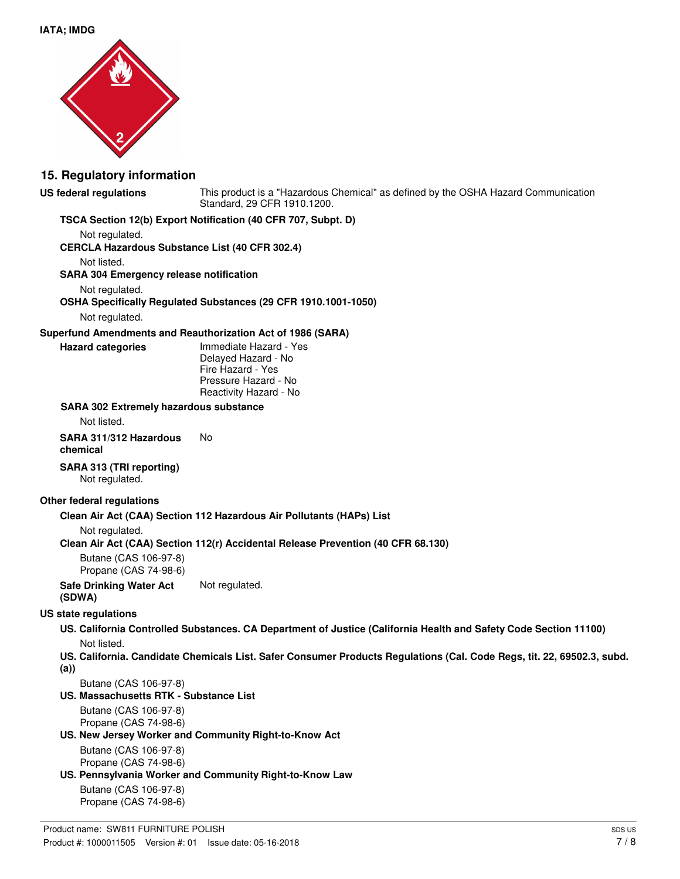**IATA; IMDG**

## 15. Regulatory information

**US federal regulations** This product is a "Hazardous Chemical" as defined by the OSHA Hazard Communication Standard, 29 CFR 1910.1200.

**TSCA Section 12(b) Export Notification (40 CFR 707, Subpt. D)**

Not regulated.

**CERCLA Hazardous Substance List (40 CFR 302.4)**

Not listed.

**SARA 304 Emergency release notification**

Not regulated.

**OSHA Specifically Regulated Substances (29 CFR 1910.1001-1050)**

Not regulated.

**Superfund Amendments and Reauthorization Act of 1986 (SARA)**

**Hazard categories**

Immediate Hazard - Yes
Delayed Hazard - No
Fire Hazard - Yes
Pressure Hazard - No
Reactivity Hazard - No

**SARA 302 Extremely hazardous substance**

Not listed.

**SARA 311/312 Hazardous chemical** No

**SARA 313 (TRI reporting)**

Not regulated.

**Other federal regulations**

**Clean Air Act (CAA) Section 112 Hazardous Air Pollutants (HAPs) List**

Not regulated.

**Clean Air Act (CAA) Section 112(r) Accidental Release Prevention (40 CFR 68.130)**

Butane (CAS 106-97-8)
Propane (CAS 74-98-6)

**Safe Drinking Water Act (SDWA)** Not regulated.

**US state regulations**

**US. California Controlled Substances. CA Department of Justice (California Health and Safety Code Section 11100)**

Not listed.

**US. California. Candidate Chemicals List. Safer Consumer Products Regulations (Cal. Code Regs, tit. 22, 69502.3, subd. (a))**

Butane (CAS 106-97-8)

**US. Massachusetts RTK - Substance List**

Butane (CAS 106-97-8)
Propane (CAS 74-98-6)

**US. New Jersey Worker and Community Right-to-Know Act**

Butane (CAS 106-97-8)
Propane (CAS 74-98-6)

**US. Pennsylvania Worker and Community Right-to-Know Law**

Butane (CAS 106-97-8)
Propane (CAS 74-98-6)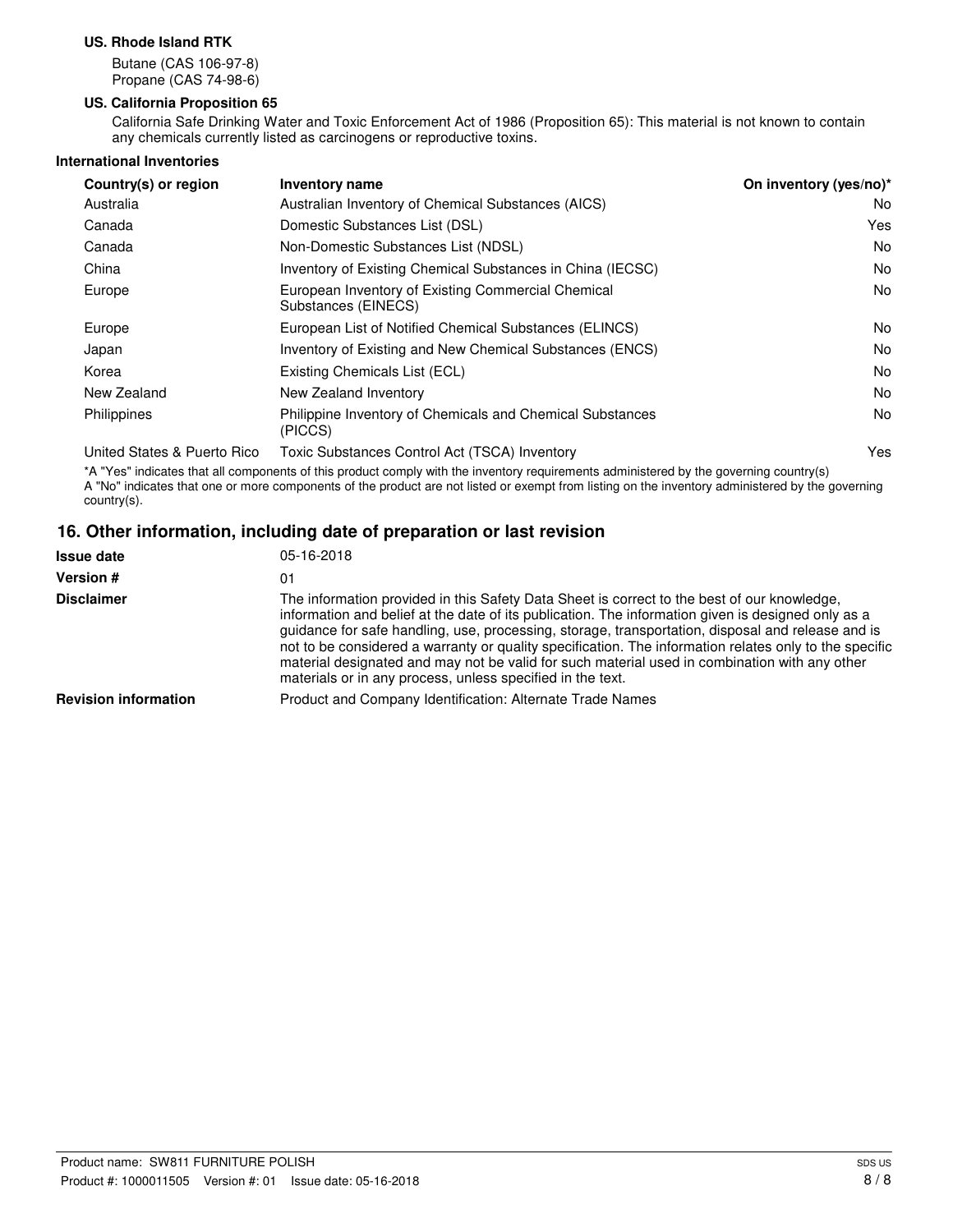**US. Rhode Island RTK**

Butane (CAS 106-97-8)
Propane (CAS 74-98-6)

**US. California Proposition 65**

California Safe Drinking Water and Toxic Enforcement Act of 1986 (Proposition 65): This material is not known to contain any chemicals currently listed as carcinogens or reproductive toxins.

**International Inventories**

| Country(s) or region | Inventory name | On inventory (yes/no)* |
|---|---|---|
| Australia | Australian Inventory of Chemical Substances (AICS) | No |
| Canada | Domestic Substances List (DSL) | Yes |
| Canada | Non-Domestic Substances List (NDSL) | No |
| China | Inventory of Existing Chemical Substances in China (IECSC) | No |
| Europe | European Inventory of Existing Commercial Chemical Substances (EINECS) | No |
| Europe | European List of Notified Chemical Substances (ELINCS) | No |
| Japan | Inventory of Existing and New Chemical Substances (ENCS) | No |
| Korea | Existing Chemicals List (ECL) | No |
| New Zealand | New Zealand Inventory | No |
| Philippines | Philippine Inventory of Chemicals and Chemical Substances (PICCS) | No |
| United States & Puerto Rico | Toxic Substances Control Act (TSCA) Inventory | Yes |

*A "Yes" indicates that all components of this product comply with the inventory requirements administered by the governing country(s)
A "No" indicates that one or more components of the product are not listed or exempt from listing on the inventory administered by the governing country(s).

## 16. Other information, including date of preparation or last revision

| | |
|---|---|
| **Issue date** | 05-16-2018 |
| **Version #** | 01 |
| **Disclaimer** | The information provided in this Safety Data Sheet is correct to the best of our knowledge, information and belief at the date of its publication. The information given is designed only as a guidance for safe handling, use, processing, storage, transportation, disposal and release and is not to be considered a warranty or quality specification. The information relates only to the specific material designated and may not be valid for such material used in combination with any other materials or in any process, unless specified in the text. |
| **Revision information** | Product and Company Identification: Alternate Trade Names |